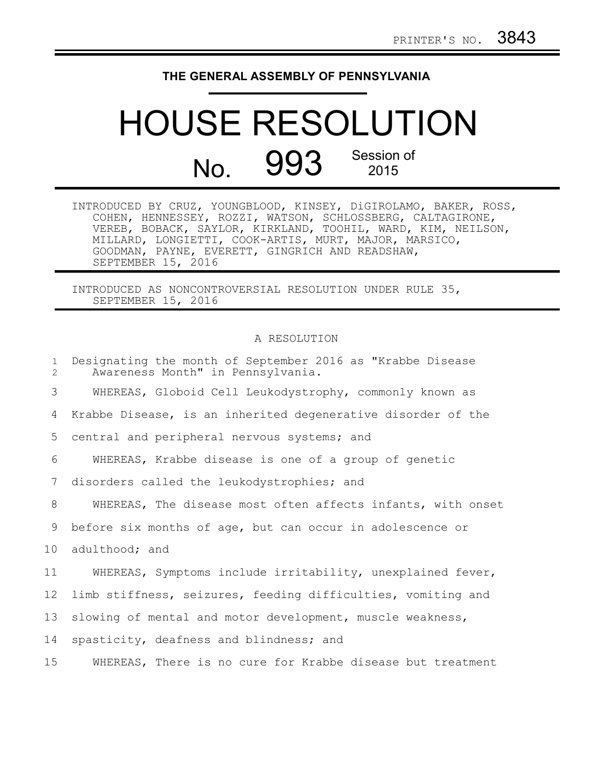PRINTER'S NO. 3843

**THE GENERAL ASSEMBLY OF PENNSYLVANIA**

# HOUSE RESOLUTION

## No. 993 Session of 2015

INTRODUCED BY CRUZ, YOUNGBLOOD, KINSEY, DiGIROLAMO, BAKER, ROSS, COHEN, HENNESSEY, ROZZI, WATSON, SCHLOSSBERG, CALTAGIRONE, VEREB, BOBACK, SAYLOR, KIRKLAND, TOOHIL, WARD, KIM, NEILSON, MILLARD, LONGIETTI, COOK-ARTIS, MURT, MAJOR, MARSICO, GOODMAN, PAYNE, EVERETT, GINGRICH AND READSHAW, SEPTEMBER 15, 2016

INTRODUCED AS NONCONTROVERSIAL RESOLUTION UNDER RULE 35, SEPTEMBER 15, 2016

A RESOLUTION

Designating the month of September 2016 as "Krabbe Disease Awareness Month" in Pennsylvania.

WHEREAS, Globoid Cell Leukodystrophy, commonly known as Krabbe Disease, is an inherited degenerative disorder of the central and peripheral nervous systems; and

WHEREAS, Krabbe disease is one of a group of genetic disorders called the leukodystrophies; and

WHEREAS, The disease most often affects infants, with onset before six months of age, but can occur in adolescence or adulthood; and

WHEREAS, Symptoms include irritability, unexplained fever, limb stiffness, seizures, feeding difficulties, vomiting and slowing of mental and motor development, muscle weakness, spasticity, deafness and blindness; and

WHEREAS, There is no cure for Krabbe disease but treatment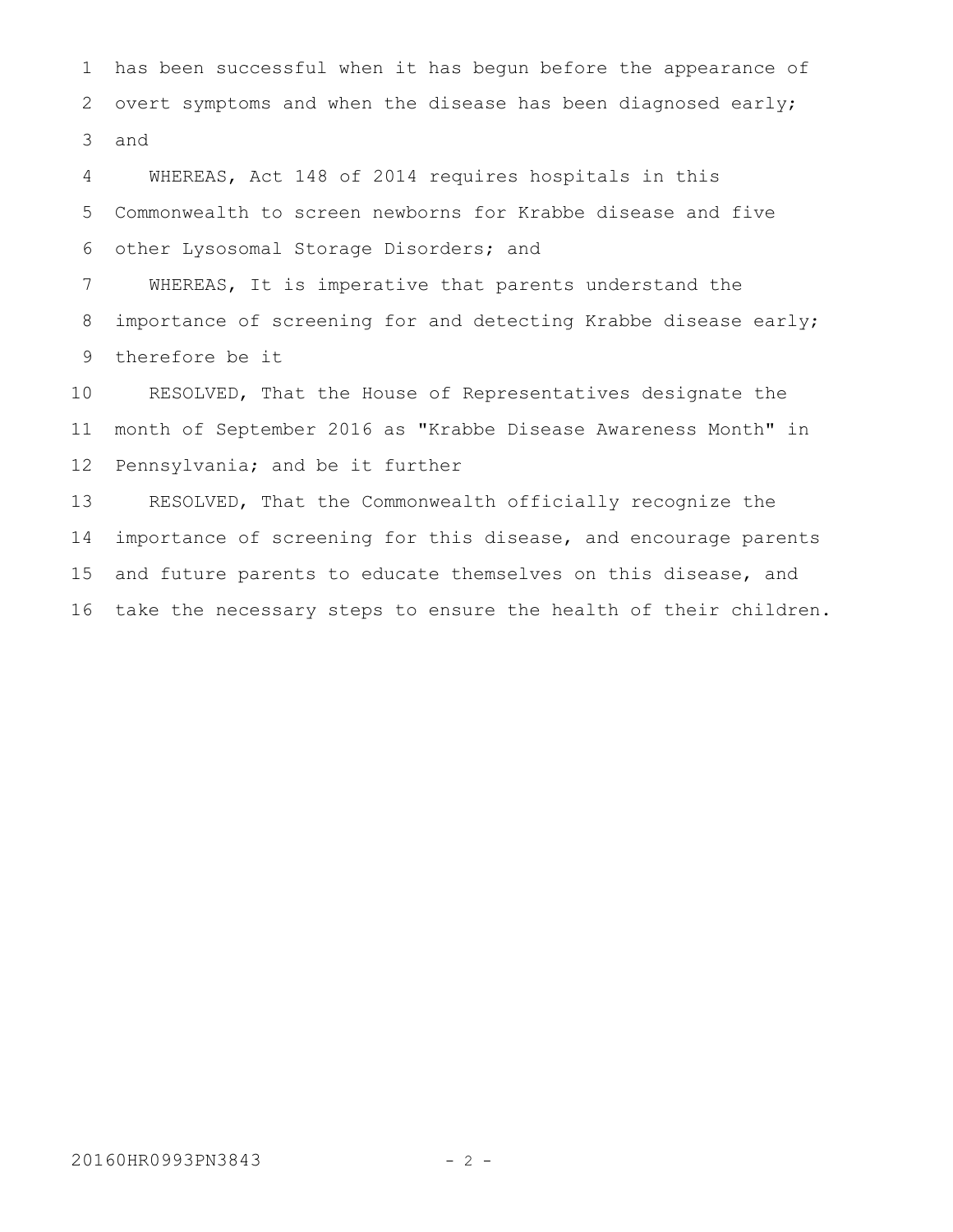has been successful when it has begun before the appearance of overt symptoms and when the disease has been diagnosed early; and

WHEREAS, Act 148 of 2014 requires hospitals in this Commonwealth to screen newborns for Krabbe disease and five other Lysosomal Storage Disorders; and

WHEREAS, It is imperative that parents understand the importance of screening for and detecting Krabbe disease early; therefore be it

RESOLVED, That the House of Representatives designate the month of September 2016 as "Krabbe Disease Awareness Month" in Pennsylvania; and be it further

RESOLVED, That the Commonwealth officially recognize the importance of screening for this disease, and encourage parents and future parents to educate themselves on this disease, and take the necessary steps to ensure the health of their children.